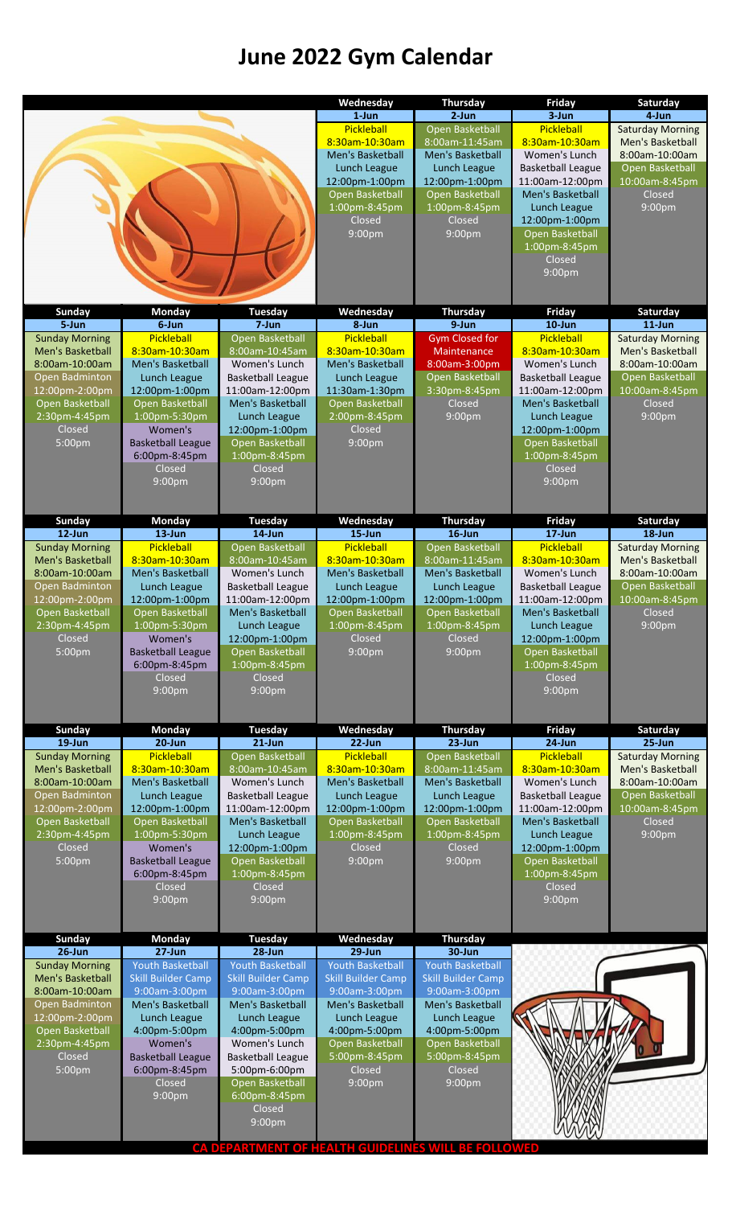# June 2022 Gym Calendar

| Sunday | Monday | Tuesday | Wednesday | Thursday | Friday | Saturday |
|---|---|---|---|---|---|---|
| | | | **1-Jun**<br>Pickleball<br>8:30am-10:30am<br>Men's Basketball Lunch League<br>12:00pm-1:00pm<br>Open Basketball<br>1:00pm-8:45pm<br>Closed<br>9:00pm | **2-Jun**<br>Open Basketball<br>8:00am-11:45am<br>Men's Basketball Lunch League<br>12:00pm-1:00pm<br>Open Basketball<br>1:00pm-8:45pm<br>Closed<br>9:00pm | **3-Jun**<br>Pickleball<br>8:30am-10:30am<br>Women's Lunch Basketball League<br>11:00am-12:00pm<br>Men's Basketball Lunch League<br>12:00pm-1:00pm<br>Open Basketball<br>1:00pm-8:45pm<br>Closed<br>9:00pm | **4-Jun**<br>Saturday Morning Men's Basketball<br>8:00am-10:00am<br>Open Basketball<br>10:00am-8:45pm<br>Closed<br>9:00pm |
| **5-Jun**<br>Sunday Morning Men's Basketball<br>8:00am-10:00am<br>Open Badminton<br>12:00pm-2:00pm<br>Open Basketball<br>2:30pm-4:45pm<br>Closed<br>5:00pm | **6-Jun**<br>Pickleball<br>8:30am-10:30am<br>Men's Basketball Lunch League<br>12:00pm-1:00pm<br>Open Basketball<br>1:00pm-5:30pm<br>Women's Basketball League<br>6:00pm-8:45pm<br>Closed<br>9:00pm | **7-Jun**<br>Open Basketball<br>8:00am-10:45am<br>Women's Lunch Basketball League<br>11:00am-12:00pm<br>Men's Basketball Lunch League<br>12:00pm-1:00pm<br>Open Basketball<br>1:00pm-8:45pm<br>Closed<br>9:00pm | **8-Jun**<br>Pickleball<br>8:30am-10:30am<br>Men's Basketball Lunch League<br>11:30am-1:30pm<br>Open Basketball<br>2:00pm-8:45pm<br>Closed<br>9:00pm | **9-Jun**<br>Gym Closed for Maintenance<br>8:00am-3:00pm<br>Open Basketball<br>3:30pm-8:45pm<br>Closed<br>9:00pm | **10-Jun**<br>Pickleball<br>8:30am-10:30am<br>Women's Lunch Basketball League<br>11:00am-12:00pm<br>Men's Basketball Lunch League<br>12:00pm-1:00pm<br>Open Basketball<br>1:00pm-8:45pm<br>Closed<br>9:00pm | **11-Jun**<br>Saturday Morning Men's Basketball<br>8:00am-10:00am<br>Open Basketball<br>10:00am-8:45pm<br>Closed<br>9:00pm |
| **12-Jun**<br>Sunday Morning Men's Basketball<br>8:00am-10:00am<br>Open Badminton<br>12:00pm-2:00pm<br>Open Basketball<br>2:30pm-4:45pm<br>Closed<br>5:00pm | **13-Jun**<br>Pickleball<br>8:30am-10:30am<br>Men's Basketball Lunch League<br>12:00pm-1:00pm<br>Open Basketball<br>1:00pm-5:30pm<br>Women's Basketball League<br>6:00pm-8:45pm<br>Closed<br>9:00pm | **14-Jun**<br>Open Basketball<br>8:00am-10:45am<br>Women's Lunch Basketball League<br>11:00am-12:00pm<br>Men's Basketball Lunch League<br>12:00pm-1:00pm<br>Open Basketball<br>1:00pm-8:45pm<br>Closed<br>9:00pm | **15-Jun**<br>Pickleball<br>8:30am-10:30am<br>Men's Basketball Lunch League<br>12:00pm-1:00pm<br>Open Basketball<br>1:00pm-8:45pm<br>Closed<br>9:00pm | **16-Jun**<br>Open Basketball<br>8:00am-11:45am<br>Men's Basketball Lunch League<br>12:00pm-1:00pm<br>Open Basketball<br>1:00pm-8:45pm<br>Closed<br>9:00pm | **17-Jun**<br>Pickleball<br>8:30am-10:30am<br>Women's Lunch Basketball League<br>11:00am-12:00pm<br>Men's Basketball Lunch League<br>12:00pm-1:00pm<br>Open Basketball<br>1:00pm-8:45pm<br>Closed<br>9:00pm | **18-Jun**<br>Saturday Morning Men's Basketball<br>8:00am-10:00am<br>Open Basketball<br>10:00am-8:45pm<br>Closed<br>9:00pm |
| **19-Jun**<br>Sunday Morning Men's Basketball<br>8:00am-10:00am<br>Open Badminton<br>12:00pm-2:00pm<br>Open Basketball<br>2:30pm-4:45pm<br>Closed<br>5:00pm | **20-Jun**<br>Pickleball<br>8:30am-10:30am<br>Men's Basketball Lunch League<br>12:00pm-1:00pm<br>Open Basketball<br>1:00pm-5:30pm<br>Women's Basketball League<br>6:00pm-8:45pm<br>Closed<br>9:00pm | **21-Jun**<br>Open Basketball<br>8:00am-10:45am<br>Women's Lunch Basketball League<br>11:00am-12:00pm<br>Men's Basketball Lunch League<br>12:00pm-1:00pm<br>Open Basketball<br>1:00pm-8:45pm<br>Closed<br>9:00pm | **22-Jun**<br>Pickleball<br>8:30am-10:30am<br>Men's Basketball Lunch League<br>12:00pm-1:00pm<br>Open Basketball<br>1:00pm-8:45pm<br>Closed<br>9:00pm | **23-Jun**<br>Open Basketball<br>8:00am-11:45am<br>Men's Basketball Lunch League<br>12:00pm-1:00pm<br>Open Basketball<br>1:00pm-8:45pm<br>Closed<br>9:00pm | **24-Jun**<br>Pickleball<br>8:30am-10:30am<br>Women's Lunch Basketball League<br>11:00am-12:00pm<br>Men's Basketball Lunch League<br>12:00pm-1:00pm<br>Open Basketball<br>1:00pm-8:45pm<br>Closed<br>9:00pm | **25-Jun**<br>Saturday Morning Men's Basketball<br>8:00am-10:00am<br>Open Basketball<br>10:00am-8:45pm<br>Closed<br>9:00pm |
| **26-Jun**<br>Sunday Morning Men's Basketball<br>8:00am-10:00am<br>Open Badminton<br>12:00pm-2:00pm<br>Open Basketball<br>2:30pm-4:45pm<br>Closed<br>5:00pm | **27-Jun**<br>Youth Basketball Skill Builder Camp<br>9:00am-3:00pm<br>Men's Basketball Lunch League<br>4:00pm-5:00pm<br>Women's Basketball League<br>6:00pm-8:45pm<br>Closed<br>9:00pm | **28-Jun**<br>Youth Basketball Skill Builder Camp<br>9:00am-3:00pm<br>Men's Basketball Lunch League<br>4:00pm-5:00pm<br>Women's Lunch Basketball League<br>5:00pm-6:00pm<br>Open Basketball<br>6:00pm-8:45pm<br>Closed<br>9:00pm | **29-Jun**<br>Youth Basketball Skill Builder Camp<br>9:00am-3:00pm<br>Men's Basketball Lunch League<br>4:00pm-5:00pm<br>Open Basketball<br>5:00pm-8:45pm<br>Closed<br>9:00pm | **30-Jun**<br>Youth Basketball Skill Builder Camp<br>9:00am-3:00pm<br>Men's Basketball Lunch League<br>4:00pm-5:00pm<br>Open Basketball<br>5:00pm-8:45pm<br>Closed<br>9:00pm | | |

**CA DEPARTMENT OF HEALTH GUIDELINES WILL BE FOLLOWED**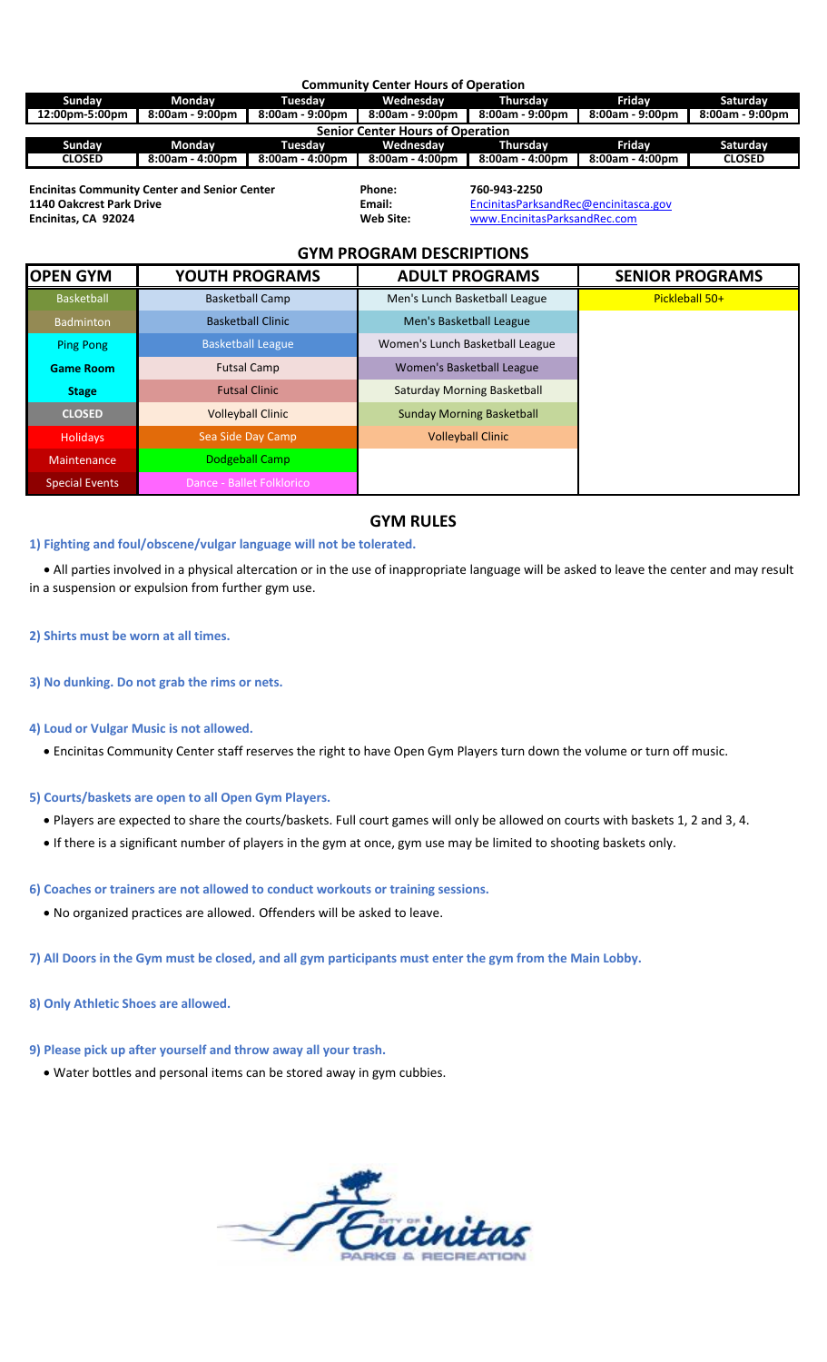**Community Center Hours of Operation**

| Sunday | Monday | Tuesday | Wednesday | Thursday | Friday | Saturday |
|---|---|---|---|---|---|---|
| 12:00pm-5:00pm | 8:00am - 9:00pm | 8:00am - 9:00pm | 8:00am - 9:00pm | 8:00am - 9:00pm | 8:00am - 9:00pm | 8:00am - 9:00pm |

**Senior Center Hours of Operation**

| Sunday | Monday | Tuesday | Wednesday | Thursday | Friday | Saturday |
|---|---|---|---|---|---|---|
| CLOSED | 8:00am - 4:00pm | 8:00am - 4:00pm | 8:00am - 4:00pm | 8:00am - 4:00pm | 8:00am - 4:00pm | CLOSED |

**Encinitas Community Center and Senior Center**
**1140 Oakcrest Park Drive**
**Encinitas, CA 92024**

**Phone:** 760-943-2250
**Email:** EncinitasParksandRec@encinitasca.gov
**Web Site:** www.EncinitasParksandRec.com

## GYM PROGRAM DESCRIPTIONS

| OPEN GYM | YOUTH PROGRAMS | ADULT PROGRAMS | SENIOR PROGRAMS |
|---|---|---|---|
| Basketball | Basketball Camp | Men's Lunch Basketball League | Pickleball 50+ |
| Badminton | Basketball Clinic | Men's Basketball League | |
| Ping Pong | Basketball League | Women's Lunch Basketball League | |
| Game Room | Futsal Camp | Women's Basketball League | |
| Stage | Futsal Clinic | Saturday Morning Basketball | |
| CLOSED | Volleyball Clinic | Sunday Morning Basketball | |
| Holidays | Sea Side Day Camp | Volleyball Clinic | |
| Maintenance | Dodgeball Camp | | |
| Special Events | Dance - Ballet Folklorico | | |

## GYM RULES

**1) Fighting and foul/obscene/vulgar language will not be tolerated.**

- All parties involved in a physical altercation or in the use of inappropriate language will be asked to leave the center and may result in a suspension or expulsion from further gym use.

**2) Shirts must be worn at all times.**

**3) No dunking. Do not grab the rims or nets.**

**4) Loud or Vulgar Music is not allowed.**

- Encinitas Community Center staff reserves the right to have Open Gym Players turn down the volume or turn off music.

**5) Courts/baskets are open to all Open Gym Players.**

- Players are expected to share the courts/baskets. Full court games will only be allowed on courts with baskets 1, 2 and 3, 4.
- If there is a significant number of players in the gym at once, gym use may be limited to shooting baskets only.

**6) Coaches or trainers are not allowed to conduct workouts or training sessions.**

- No organized practices are allowed. Offenders will be asked to leave.

**7) All Doors in the Gym must be closed, and all gym participants must enter the gym from the Main Lobby.**

**8) Only Athletic Shoes are allowed.**

**9) Please pick up after yourself and throw away all your trash.**

- Water bottles and personal items can be stored away in gym cubbies.

City of Encinitas
PARKS & RECREATION